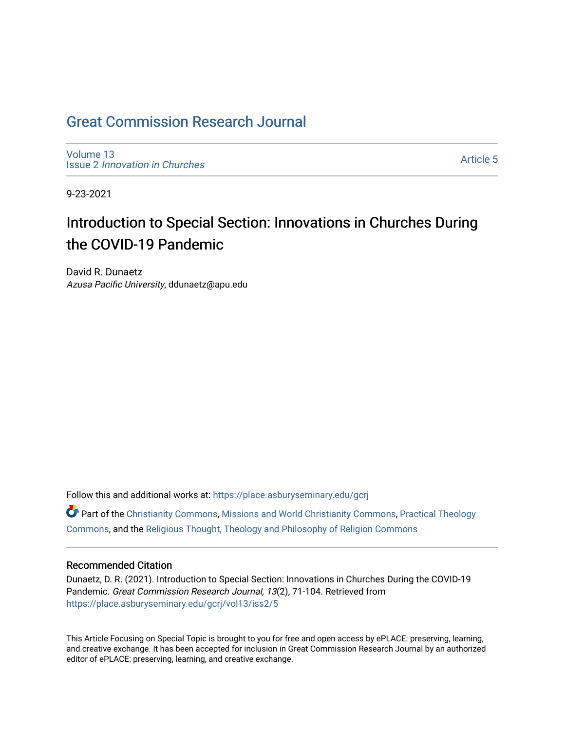# Great Commission Research Journal

Volume 13
Issue 2 *Innovation in Churches*

Article 5

9-23-2021

## Introduction to Special Section: Innovations in Churches During the COVID-19 Pandemic

David R. Dunaetz
*Azusa Pacific University*, ddunaetz@apu.edu

Follow this and additional works at: https://place.asburyseminary.edu/gcrj

Part of the Christianity Commons, Missions and World Christianity Commons, Practical Theology Commons, and the Religious Thought, Theology and Philosophy of Religion Commons

### Recommended Citation

Dunaetz, D. R. (2021). Introduction to Special Section: Innovations in Churches During the COVID-19 Pandemic. *Great Commission Research Journal, 13*(2), 71-104. Retrieved from https://place.asburyseminary.edu/gcrj/vol13/iss2/5

This Article Focusing on Special Topic is brought to you for free and open access by ePLACE: preserving, learning, and creative exchange. It has been accepted for inclusion in Great Commission Research Journal by an authorized editor of ePLACE: preserving, learning, and creative exchange.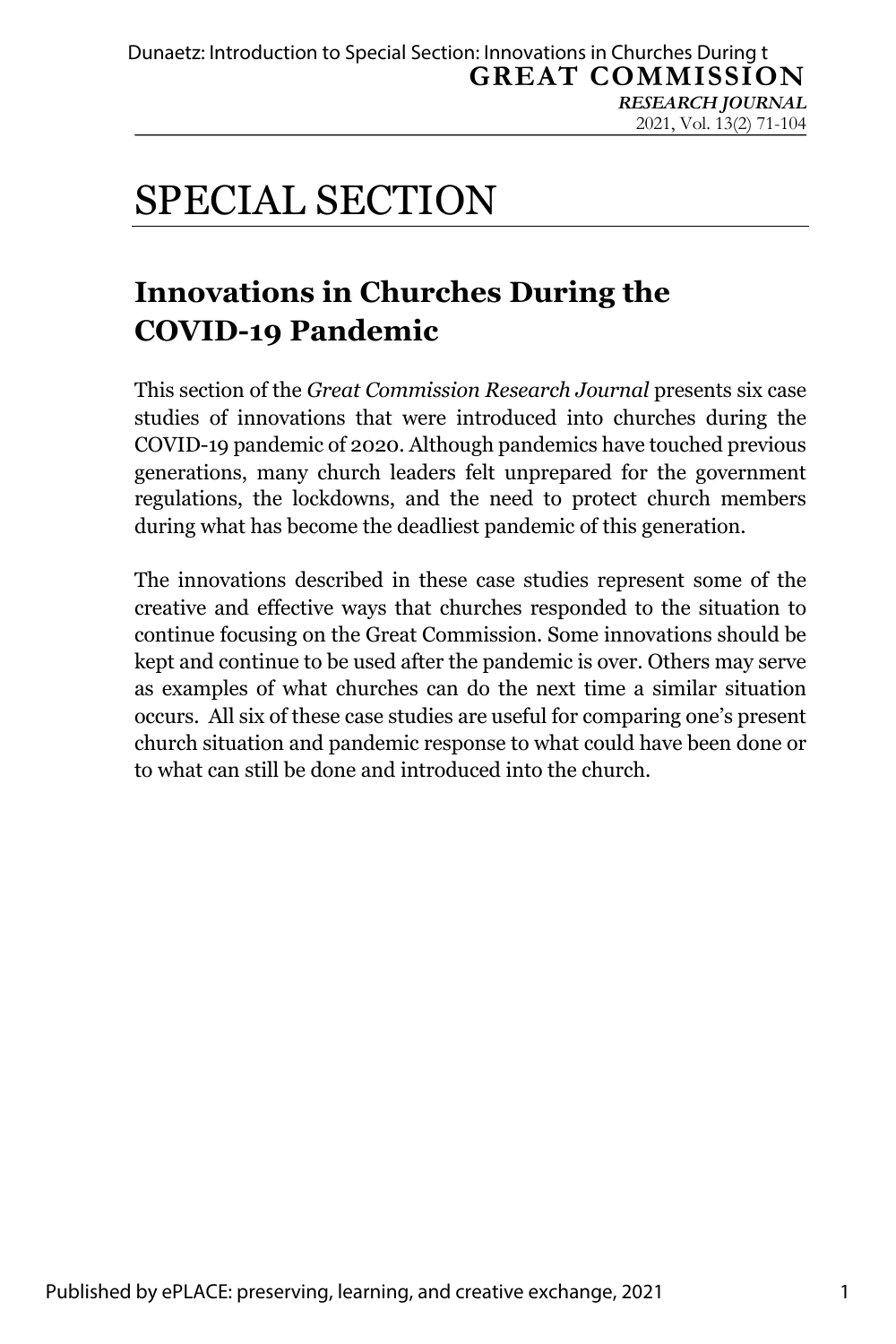# SPECIAL SECTION

## Innovations in Churches During the COVID-19 Pandemic

This section of the *Great Commission Research Journal* presents six case studies of innovations that were introduced into churches during the COVID-19 pandemic of 2020. Although pandemics have touched previous generations, many church leaders felt unprepared for the government regulations, the lockdowns, and the need to protect church members during what has become the deadliest pandemic of this generation.

The innovations described in these case studies represent some of the creative and effective ways that churches responded to the situation to continue focusing on the Great Commission. Some innovations should be kept and continue to be used after the pandemic is over. Others may serve as examples of what churches can do the next time a similar situation occurs. All six of these case studies are useful for comparing one's present church situation and pandemic response to what could have been done or to what can still be done and introduced into the church.